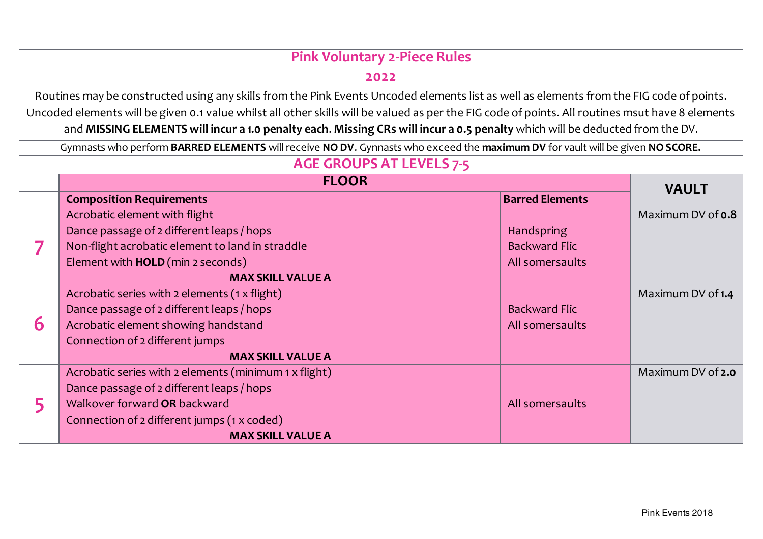# Pink Voluntary 2-Piece Rules

## 2022

Routines may be constructed using any skills from the Pink Events Uncoded elements list as well as elements from the FIG code of points. Uncoded elements will be given 0.1 value whilst all other skills will be valued as per the FIG code of points. All routines msut have 8 elements and **MISSING ELEMENTS will incur a 1.0 penalty each**. **Missing CRs will incur a 0.5 penalty** which will be deducted from the DV.

Gymnasts who perform **BARRED ELEMENTS** will receive **NO DV**. Gymnasts who exceed the **maximum DV** for vault will be given **NO SCORE.**

## AGE GROUPS AT LEVELS 7-5

| | FLOOR | | VAULT |
|---|---|---|---|
| | **Composition Requirements** | **Barred Elements** | |
| **7** | Acrobatic element with flight<br>Dance passage of 2 different leaps / hops<br>Non-flight acrobatic element to land in straddle<br>Element with **HOLD** (min 2 seconds)<br>**MAX SKILL VALUE A** | Handspring<br>Backward Flic<br>All somersaults | Maximum DV of **0.8** |
| **6** | Acrobatic series with 2 elements (1 x flight)<br>Dance passage of 2 different leaps / hops<br>Acrobatic element showing handstand<br>Connection of 2 different jumps<br>**MAX SKILL VALUE A** | Backward Flic<br>All somersaults | Maximum DV of **1.4** |
| **5** | Acrobatic series with 2 elements (minimum 1 x flight)<br>Dance passage of 2 different leaps / hops<br>Walkover forward **OR** backward<br>Connection of 2 different jumps (1 x coded)<br>**MAX SKILL VALUE A** | All somersaults | Maximum DV of **2.0** |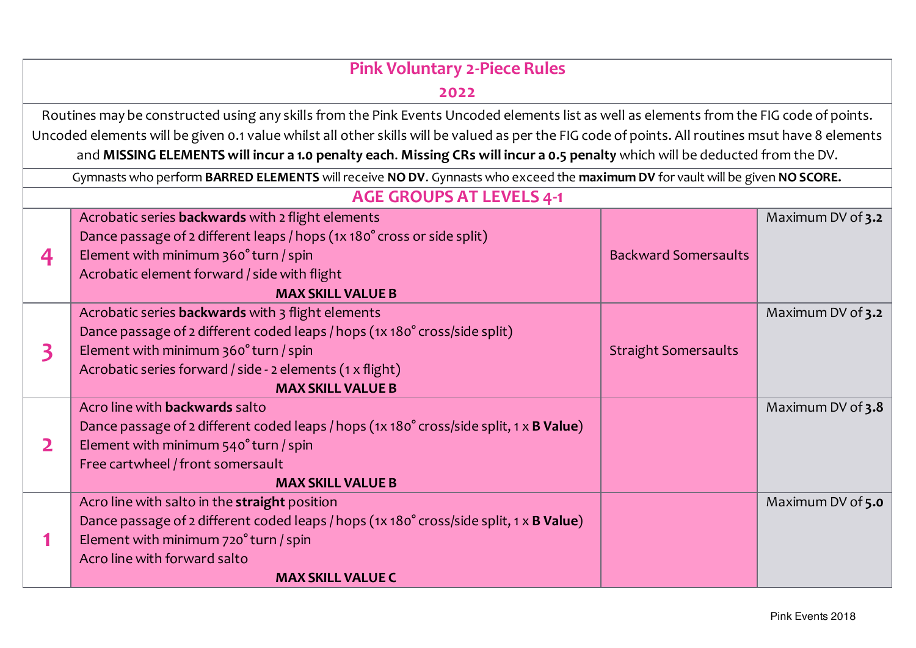# Pink Voluntary 2-Piece Rules

## 2022

Routines may be constructed using any skills from the Pink Events Uncoded elements list as well as elements from the FIG code of points. Uncoded elements will be given 0.1 value whilst all other skills will be valued as per the FIG code of points. All routines msut have 8 elements and **MISSING ELEMENTS will incur a 1.0 penalty each**. **Missing CRs will incur a 0.5 penalty** which will be deducted from the DV.

Gymnasts who perform **BARRED ELEMENTS** will receive **NO DV**. Gymnasts who exceed the **maximum DV** for vault will be given **NO SCORE.**

## AGE GROUPS AT LEVELS 4-1

| Level | Requirements | Barred | Maximum DV |
|---|---|---|---|
| **4** | Acrobatic series **backwards** with 2 flight elements<br>Dance passage of 2 different leaps / hops (1x 180° cross or side split)<br>Element with minimum 360° turn / spin<br>Acrobatic element forward / side with flight<br>**MAX SKILL VALUE B** | Backward Somersaults | Maximum DV of **3.2** |
| **3** | Acrobatic series **backwards** with 3 flight elements<br>Dance passage of 2 different coded leaps / hops (1x 180° cross/side split)<br>Element with minimum 360° turn / spin<br>Acrobatic series forward / side - 2 elements (1 x flight)<br>**MAX SKILL VALUE B** | Straight Somersaults | Maximum DV of **3.2** |
| **2** | Acro line with **backwards** salto<br>Dance passage of 2 different coded leaps / hops (1x 180° cross/side split, 1 x **B Value**)<br>Element with minimum 540° turn / spin<br>Free cartwheel / front somersault<br>**MAX SKILL VALUE B** | | Maximum DV of **3.8** |
| **1** | Acro line with salto in the **straight** position<br>Dance passage of 2 different coded leaps / hops (1x 180° cross/side split, 1 x **B Value**)<br>Element with minimum 720° turn / spin<br>Acro line with forward salto<br>**MAX SKILL VALUE C** | | Maximum DV of **5.0** |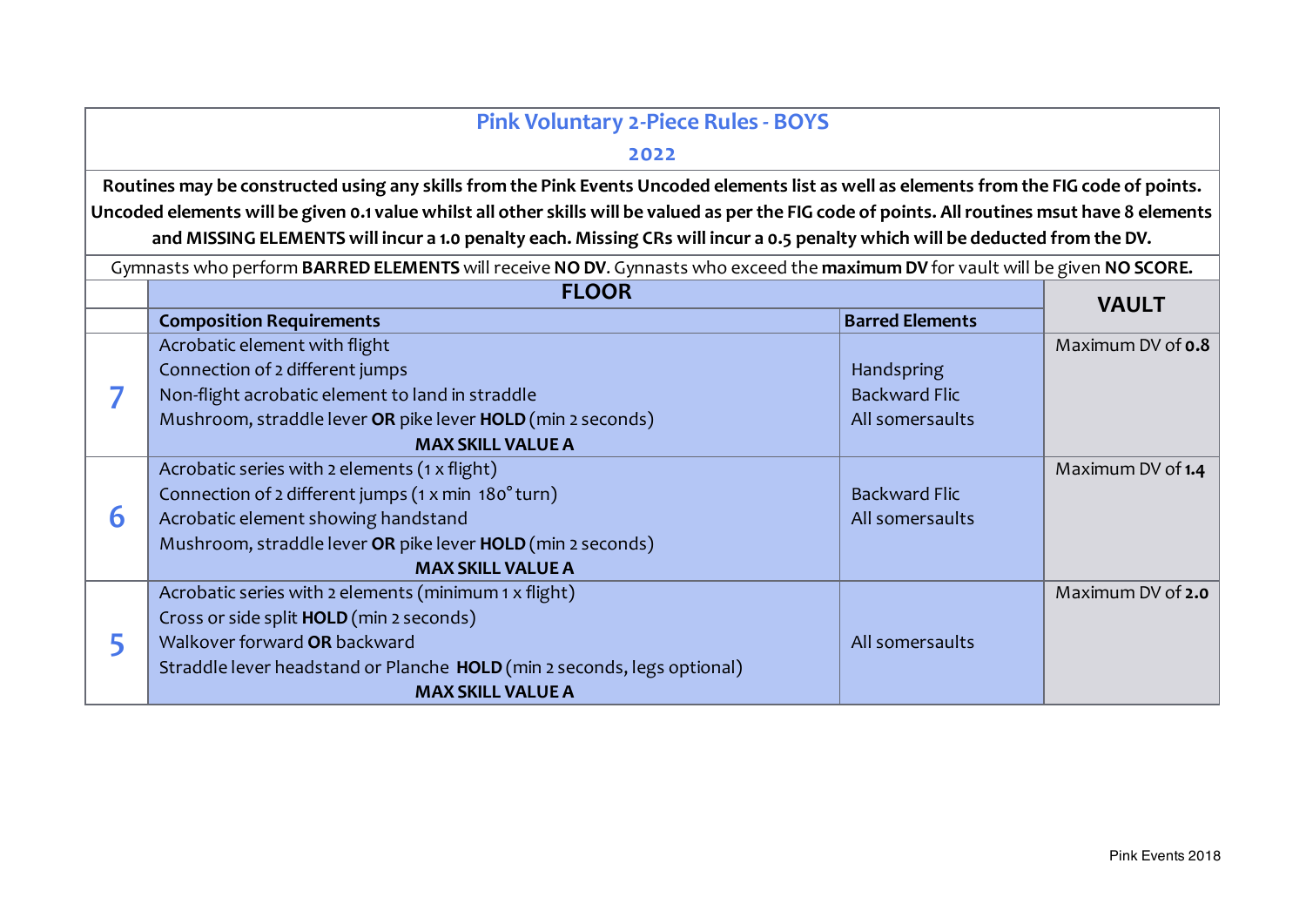# Pink Voluntary 2-Piece Rules - BOYS

## 2022

**Routines may be constructed using any skills from the Pink Events Uncoded elements list as well as elements from the FIG code of points. Uncoded elements will be given 0.1 value whilst all other skills will be valued as per the FIG code of points. All routines msut have 8 elements and MISSING ELEMENTS will incur a 1.0 penalty each. Missing CRs will incur a 0.5 penalty which will be deducted from the DV.**

Gymnasts who perform **BARRED ELEMENTS** will receive **NO DV**. Gynnasts who exceed the **maximum DV** for vault will be given **NO SCORE.**

| | FLOOR | | VAULT |
|---|---|---|---|
| | **Composition Requirements** | **Barred Elements** | |
| **7** | Acrobatic element with flight<br>Connection of 2 different jumps<br>Non-flight acrobatic element to land in straddle<br>Mushroom, straddle lever **OR** pike lever **HOLD** (min 2 seconds)<br>**MAX SKILL VALUE A** | Handspring<br>Backward Flic<br>All somersaults | Maximum DV of **0.8** |
| **6** | Acrobatic series with 2 elements (1 x flight)<br>Connection of 2 different jumps (1 x min 180° turn)<br>Acrobatic element showing handstand<br>Mushroom, straddle lever **OR** pike lever **HOLD** (min 2 seconds)<br>**MAX SKILL VALUE A** | Backward Flic<br>All somersaults | Maximum DV of **1.4** |
| **5** | Acrobatic series with 2 elements (minimum 1 x flight)<br>Cross or side split **HOLD** (min 2 seconds)<br>Walkover forward **OR** backward<br>Straddle lever headstand or Planche **HOLD** (min 2 seconds, legs optional)<br>**MAX SKILL VALUE A** | All somersaults | Maximum DV of **2.0** |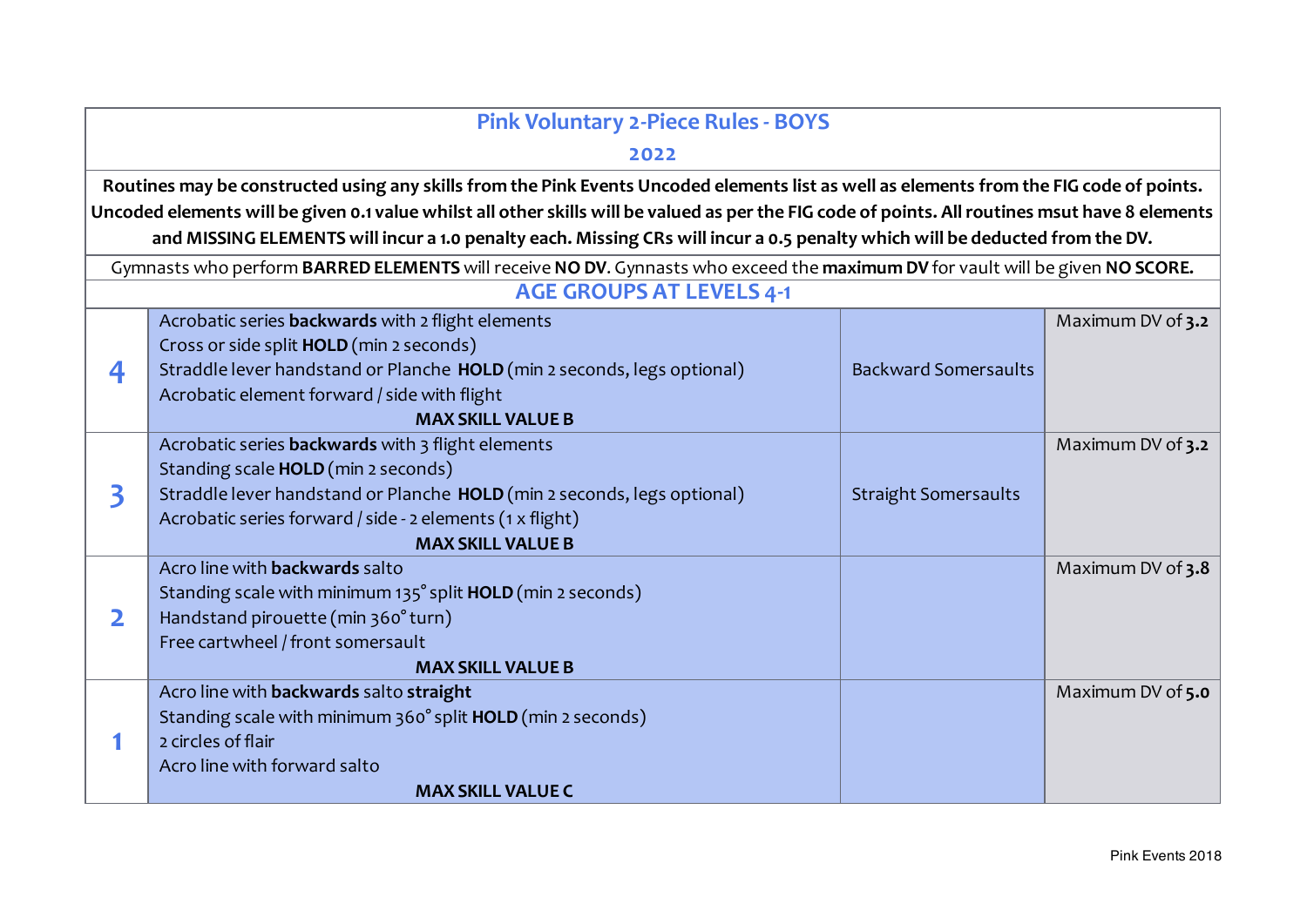# Pink Voluntary 2-Piece Rules - BOYS

## 2022

**Routines may be constructed using any skills from the Pink Events Uncoded elements list as well as elements from the FIG code of points. Uncoded elements will be given 0.1 value whilst all other skills will be valued as per the FIG code of points. All routines msut have 8 elements and MISSING ELEMENTS will incur a 1.0 penalty each. Missing CRs will incur a 0.5 penalty which will be deducted from the DV.**

Gymnasts who perform **BARRED ELEMENTS** will receive **NO DV**. Gynnasts who exceed the **maximum DV** for vault will be given **NO SCORE.**

## AGE GROUPS AT LEVELS 4-1

| Level | Requirements | Barred | Vault |
|---|---|---|---|
| **4** | Acrobatic series **backwards** with 2 flight elements<br>Cross or side split **HOLD** (min 2 seconds)<br>Straddle lever handstand or Planche **HOLD** (min 2 seconds, legs optional)<br>Acrobatic element forward / side with flight<br>**MAX SKILL VALUE B** | Backward Somersaults | Maximum DV of **3.2** |
| **3** | Acrobatic series **backwards** with 3 flight elements<br>Standing scale **HOLD** (min 2 seconds)<br>Straddle lever handstand or Planche **HOLD** (min 2 seconds, legs optional)<br>Acrobatic series forward / side - 2 elements (1 x flight)<br>**MAX SKILL VALUE B** | Straight Somersaults | Maximum DV of **3.2** |
| **2** | Acro line with **backwards** salto<br>Standing scale with minimum 135° split **HOLD** (min 2 seconds)<br>Handstand pirouette (min 360° turn)<br>Free cartwheel / front somersault<br>**MAX SKILL VALUE B** | | Maximum DV of **3.8** |
| **1** | Acro line with **backwards** salto **straight**<br>Standing scale with minimum 360° split **HOLD** (min 2 seconds)<br>2 circles of flair<br>Acro line with forward salto<br>**MAX SKILL VALUE C** | | Maximum DV of **5.0** |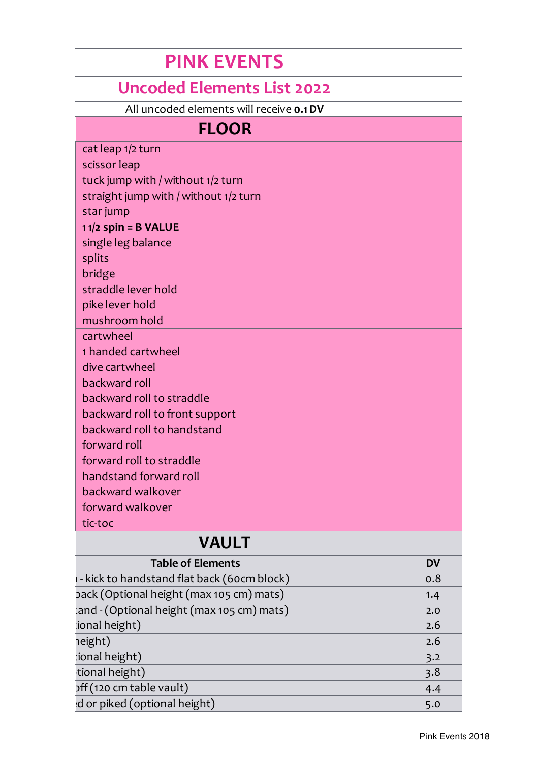# PINK EVENTS

## Uncoded Elements List 2022

All uncoded elements will receive **0.1 DV**

## FLOOR

cat leap 1/2 turn
scissor leap
tuck jump with / without 1/2 turn
straight jump with / without 1/2 turn
star jump

**1 1/2 spin = B VALUE**

single leg balance
splits
bridge
straddle lever hold
pike lever hold
mushroom hold

cartwheel
1 handed cartwheel
dive cartwheel
backward roll
backward roll to straddle
backward roll to front support
backward roll to handstand
forward roll
forward roll to straddle
handstand forward roll
backward walkover
forward walkover
tic-toc

## VAULT

| Table of Elements | DV |
|---|---|
| ı - kick to handstand flat back (60cm block) | 0.8 |
| back (Optional height (max 105 cm) mats) | 1.4 |
| :and - (Optional height (max 105 cm) mats) | 2.0 |
| :ional height) | 2.6 |
| ıeight) | 2.6 |
| :ional height) | 3.2 |
| ıtional height) | 3.8 |
| off (120 cm table vault) | 4.4 |
| :d or piked (optional height) | 5.0 |

Pink Events 2018